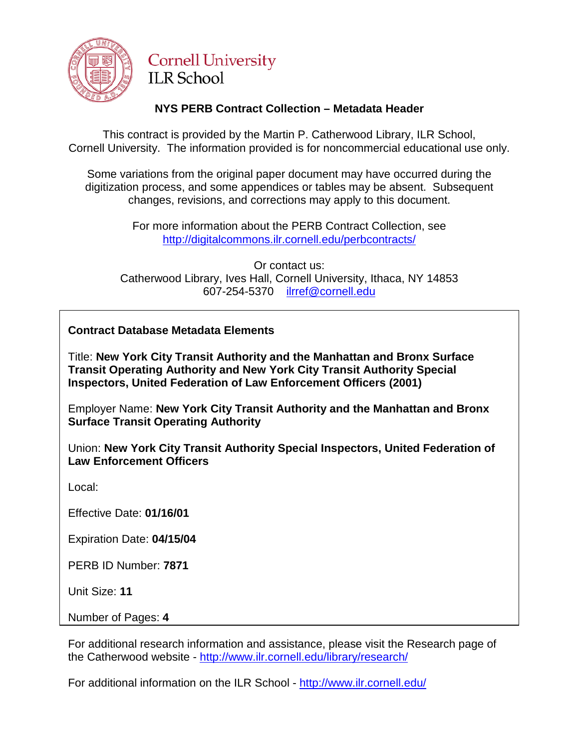Cornell University
ILR School

## NYS PERB Contract Collection – Metadata Header

This contract is provided by the Martin P. Catherwood Library, ILR School, Cornell University. The information provided is for noncommercial educational use only.

Some variations from the original paper document may have occurred during the digitization process, and some appendices or tables may be absent. Subsequent changes, revisions, and corrections may apply to this document.

For more information about the PERB Contract Collection, see http://digitalcommons.ilr.cornell.edu/perbcontracts/

Or contact us:
Catherwood Library, Ives Hall, Cornell University, Ithaca, NY 14853
607-254-5370 ilrref@cornell.edu

**Contract Database Metadata Elements**

Title: **New York City Transit Authority and the Manhattan and Bronx Surface Transit Operating Authority and New York City Transit Authority Special Inspectors, United Federation of Law Enforcement Officers (2001)**

Employer Name: **New York City Transit Authority and the Manhattan and Bronx Surface Transit Operating Authority**

Union: **New York City Transit Authority Special Inspectors, United Federation of Law Enforcement Officers**

Local:

Effective Date: **01/16/01**

Expiration Date: **04/15/04**

PERB ID Number: **7871**

Unit Size: **11**

Number of Pages: **4**

For additional research information and assistance, please visit the Research page of the Catherwood website - http://www.ilr.cornell.edu/library/research/

For additional information on the ILR School - http://www.ilr.cornell.edu/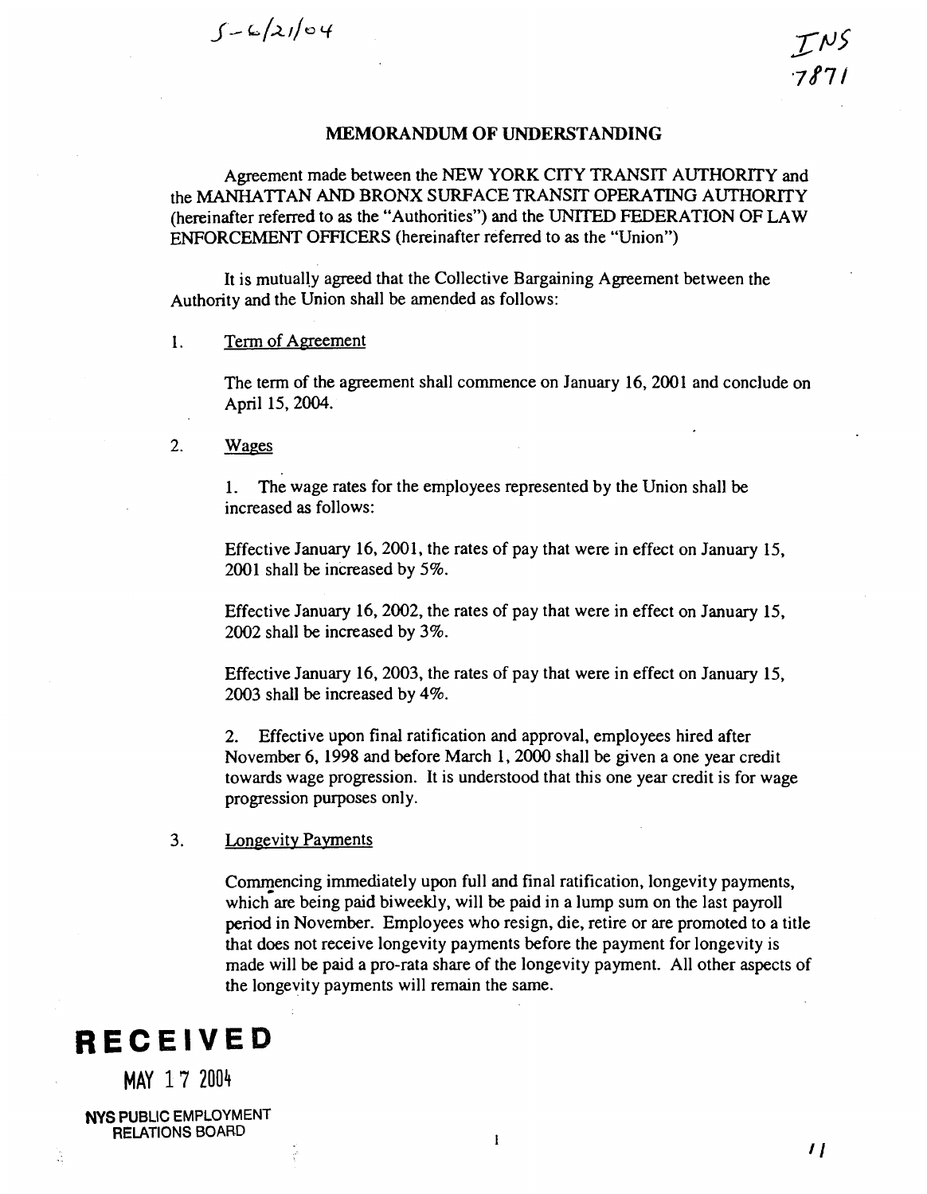S-6/21/04

INS 7871

# MEMORANDUM OF UNDERSTANDING

Agreement made between the NEW YORK CITY TRANSIT AUTHORITY and the MANHATTAN AND BRONX SURFACE TRANSIT OPERATING AUTHORITY (hereinafter referred to as the "Authorities") and the UNITED FEDERATION OF LAW ENFORCEMENT OFFICERS (hereinafter referred to as the "Union")

It is mutually agreed that the Collective Bargaining Agreement between the Authority and the Union shall be amended as follows:

1. Term of Agreement

   The term of the agreement shall commence on January 16, 2001 and conclude on April 15, 2004.

2. Wages

   1. The wage rates for the employees represented by the Union shall be increased as follows:

   Effective January 16, 2001, the rates of pay that were in effect on January 15, 2001 shall be increased by 5%.

   Effective January 16, 2002, the rates of pay that were in effect on January 15, 2002 shall be increased by 3%.

   Effective January 16, 2003, the rates of pay that were in effect on January 15, 2003 shall be increased by 4%.

   2. Effective upon final ratification and approval, employees hired after November 6, 1998 and before March 1, 2000 shall be given a one year credit towards wage progression. It is understood that this one year credit is for wage progression purposes only.

3. Longevity Payments

   Commencing immediately upon full and final ratification, longevity payments, which are being paid biweekly, will be paid in a lump sum on the last payroll period in November. Employees who resign, die, retire or are promoted to a title that does not receive longevity payments before the payment for longevity is made will be paid a pro-rata share of the longevity payment. All other aspects of the longevity payments will remain the same.

**RECEIVED**

MAY 17 2004

NYS PUBLIC EMPLOYMENT RELATIONS BOARD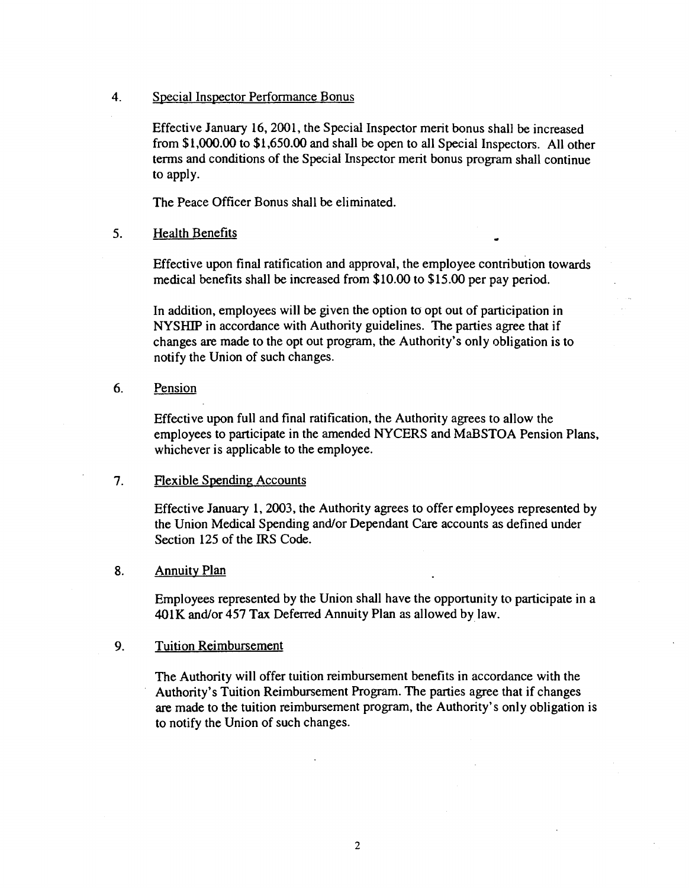4. Special Inspector Performance Bonus

   Effective January 16, 2001, the Special Inspector merit bonus shall be increased from $1,000.00 to $1,650.00 and shall be open to all Special Inspectors. All other terms and conditions of the Special Inspector merit bonus program shall continue to apply.

   The Peace Officer Bonus shall be eliminated.

5. Health Benefits

   Effective upon final ratification and approval, the employee contribution towards medical benefits shall be increased from $10.00 to $15.00 per pay period.

   In addition, employees will be given the option to opt out of participation in NYSHIP in accordance with Authority guidelines. The parties agree that if changes are made to the opt out program, the Authority's only obligation is to notify the Union of such changes.

6. Pension

   Effective upon full and final ratification, the Authority agrees to allow the employees to participate in the amended NYCERS and MaBSTOA Pension Plans, whichever is applicable to the employee.

7. Flexible Spending Accounts

   Effective January 1, 2003, the Authority agrees to offer employees represented by the Union Medical Spending and/or Dependant Care accounts as defined under Section 125 of the IRS Code.

8. Annuity Plan

   Employees represented by the Union shall have the opportunity to participate in a 401K and/or 457 Tax Deferred Annuity Plan as allowed by law.

9. Tuition Reimbursement

   The Authority will offer tuition reimbursement benefits in accordance with the Authority's Tuition Reimbursement Program. The parties agree that if changes are made to the tuition reimbursement program, the Authority's only obligation is to notify the Union of such changes.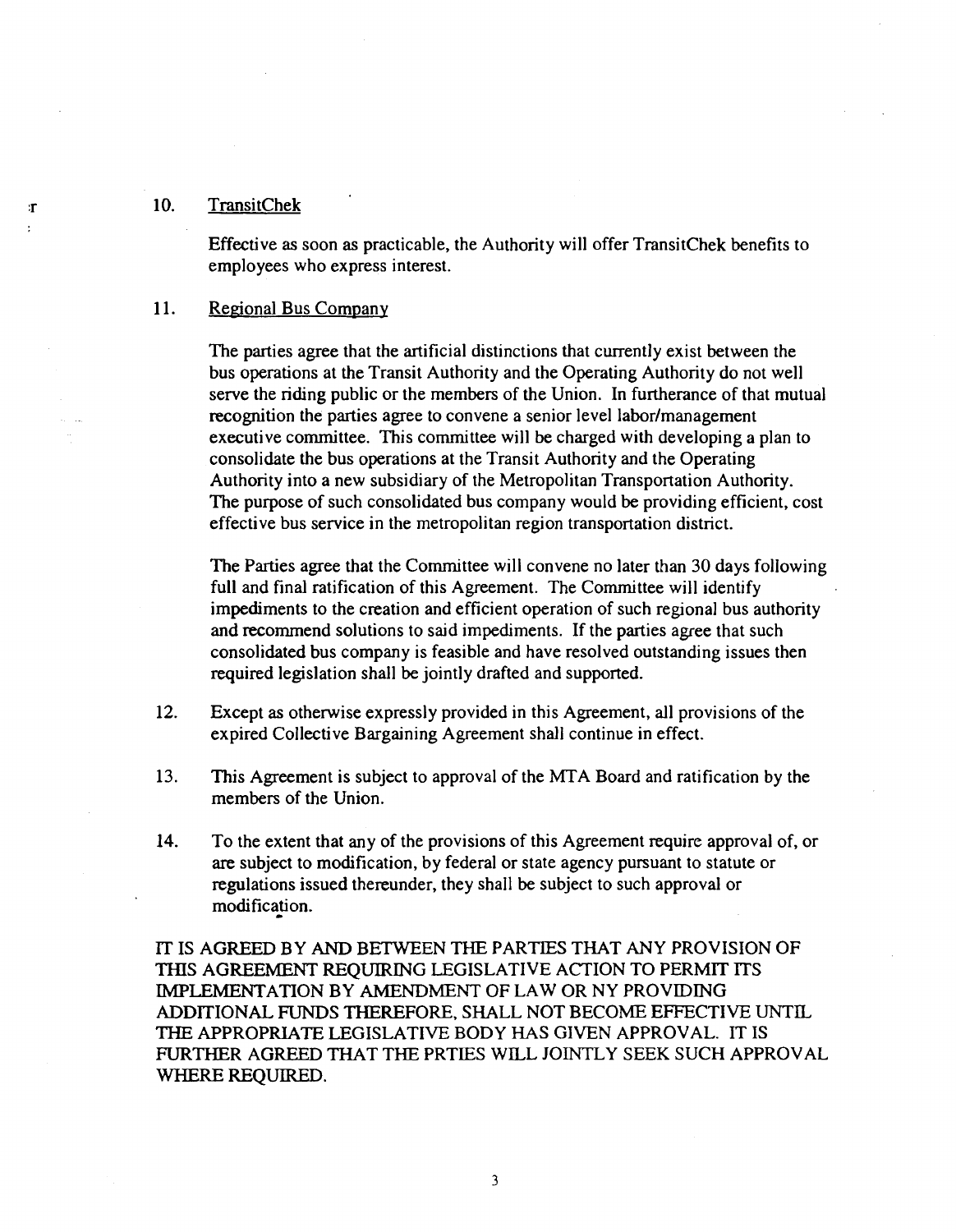10. <u>TransitChek</u>

    Effective as soon as practicable, the Authority will offer TransitChek benefits to employees who express interest.

11. <u>Regional Bus Company</u>

    The parties agree that the artificial distinctions that currently exist between the bus operations at the Transit Authority and the Operating Authority do not well serve the riding public or the members of the Union. In furtherance of that mutual recognition the parties agree to convene a senior level labor/management executive committee. This committee will be charged with developing a plan to consolidate the bus operations at the Transit Authority and the Operating Authority into a new subsidiary of the Metropolitan Transportation Authority. The purpose of such consolidated bus company would be providing efficient, cost effective bus service in the metropolitan region transportation district.

    The Parties agree that the Committee will convene no later than 30 days following full and final ratification of this Agreement. The Committee will identify impediments to the creation and efficient operation of such regional bus authority and recommend solutions to said impediments. If the parties agree that such consolidated bus company is feasible and have resolved outstanding issues then required legislation shall be jointly drafted and supported.

12. Except as otherwise expressly provided in this Agreement, all provisions of the expired Collective Bargaining Agreement shall continue in effect.

13. This Agreement is subject to approval of the MTA Board and ratification by the members of the Union.

14. To the extent that any of the provisions of this Agreement require approval of, or are subject to modification, by federal or state agency pursuant to statute or regulations issued thereunder, they shall be subject to such approval or modification.

IT IS AGREED BY AND BETWEEN THE PARTIES THAT ANY PROVISION OF THIS AGREEMENT REQUIRING LEGISLATIVE ACTION TO PERMIT ITS IMPLEMENTATION BY AMENDMENT OF LAW OR NY PROVIDING ADDITIONAL FUNDS THEREFORE, SHALL NOT BECOME EFFECTIVE UNTIL THE APPROPRIATE LEGISLATIVE BODY HAS GIVEN APPROVAL. IT IS FURTHER AGREED THAT THE PRTIES WILL JOINTLY SEEK SUCH APPROVAL WHERE REQUIRED.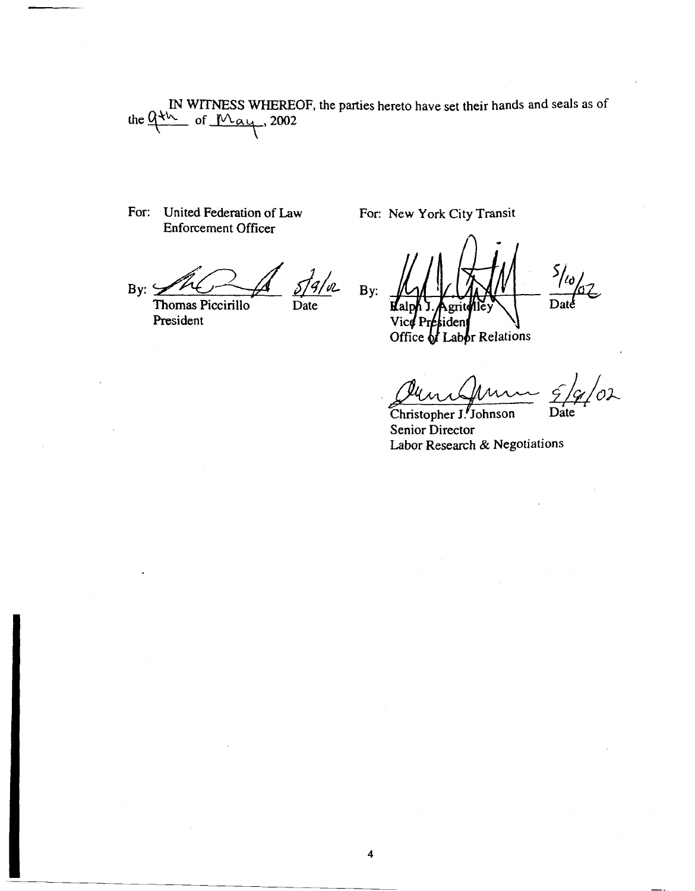IN WITNESS WHEREOF, the parties hereto have set their hands and seals as of the 9th of May, 2002

For: United Federation of Law Enforcement Officer

By: _______________ 5/9/02
Thomas Piccirillo — Date
President

For: New York City Transit

By: _______________ 5/10/02
Ralph J. Agritelley — Date
Vice President
Office of Labor Relations

_______________ 5/9/02
Christopher J. Johnson — Date
Senior Director
Labor Research & Negotiations